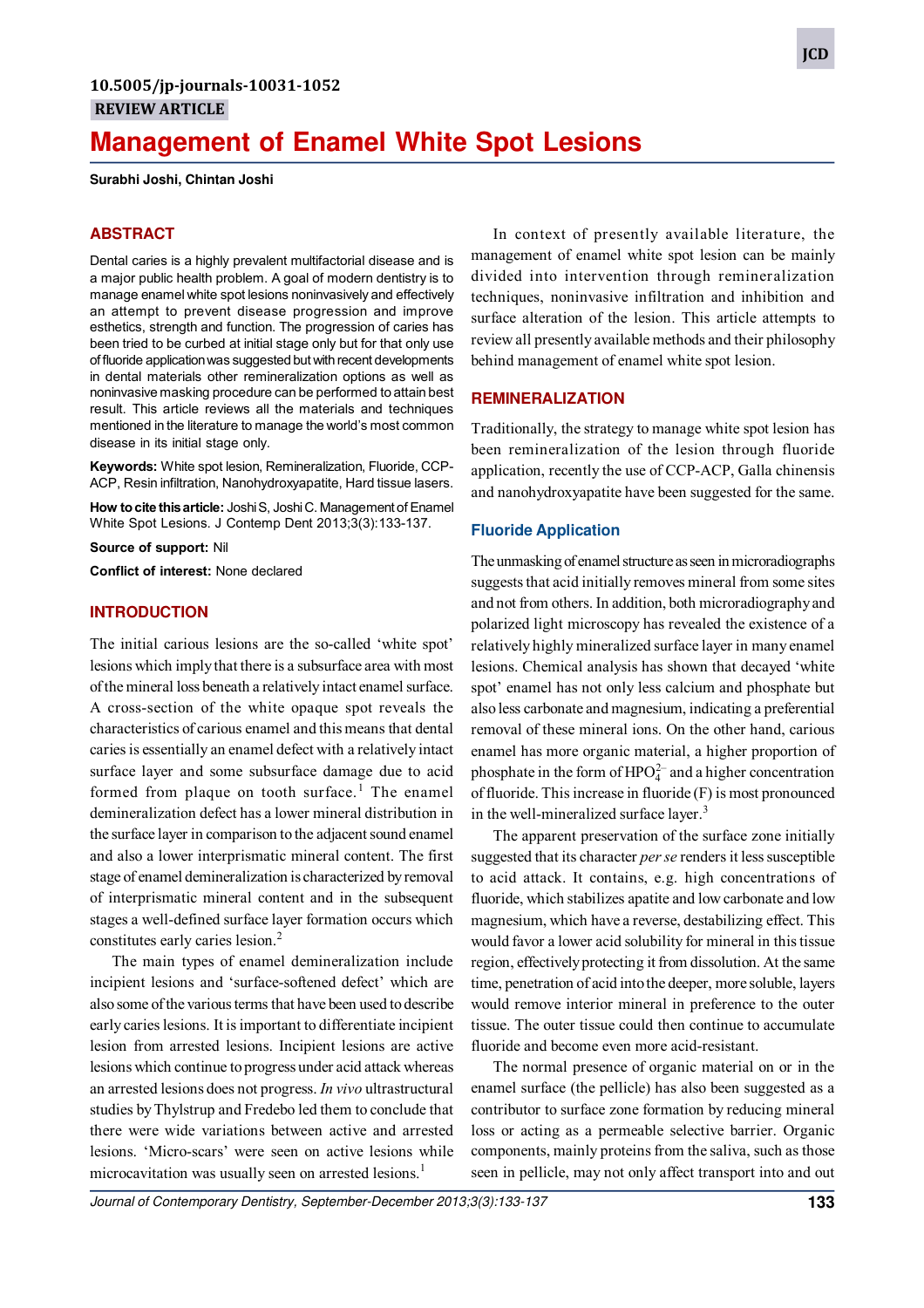10.5005/jp-journals-10031-1052

REVIEW ARTICLE

# Management of Enamel White Spot Lesions

**Surabhi Joshi, Chintan Joshi**

## ABSTRACT

Dental caries is a highly prevalent multifactorial disease and is a major public health problem. A goal of modern dentistry is to manage enamel white spot lesions noninvasively and effectively an attempt to prevent disease progression and improve esthetics, strength and function. The progression of caries has been tried to be curbed at initial stage only but for that only use of fluoride application was suggested but with recent developments in dental materials other remineralization options as well as noninvasive masking procedure can be performed to attain best result. This article reviews all the materials and techniques mentioned in the literature to manage the world's most common disease in its initial stage only.

**Keywords:** White spot lesion, Remineralization, Fluoride, CCP-ACP, Resin infiltration, Nanohydroxyapatite, Hard tissue lasers.

**How to cite this article:** Joshi S, Joshi C. Management of Enamel White Spot Lesions. J Contemp Dent 2013;3(3):133-137.

**Source of support:** Nil

**Conflict of interest:** None declared

## INTRODUCTION

The initial carious lesions are the so-called 'white spot' lesions which imply that there is a subsurface area with most of the mineral loss beneath a relatively intact enamel surface. A cross-section of the white opaque spot reveals the characteristics of carious enamel and this means that dental caries is essentially an enamel defect with a relatively intact surface layer and some subsurface damage due to acid formed from plaque on tooth surface.[1] The enamel demineralization defect has a lower mineral distribution in the surface layer in comparison to the adjacent sound enamel and also a lower interprismatic mineral content. The first stage of enamel demineralization is characterized by removal of interprismatic mineral content and in the subsequent stages a well-defined surface layer formation occurs which constitutes early caries lesion.[2]

The main types of enamel demineralization include incipient lesions and 'surface-softened defect' which are also some of the various terms that have been used to describe early caries lesions. It is important to differentiate incipient lesion from arrested lesions. Incipient lesions are active lesions which continue to progress under acid attack whereas an arrested lesions does not progress. *In vivo* ultrastructural studies by Thylstrup and Fredebo led them to conclude that there were wide variations between active and arrested lesions. 'Micro-scars' were seen on active lesions while microcavitation was usually seen on arrested lesions.[1]

In context of presently available literature, the management of enamel white spot lesion can be mainly divided into intervention through remineralization techniques, noninvasive infiltration and inhibition and surface alteration of the lesion. This article attempts to review all presently available methods and their philosophy behind management of enamel white spot lesion.

## REMINERALIZATION

Traditionally, the strategy to manage white spot lesion has been remineralization of the lesion through fluoride application, recently the use of CCP-ACP, Galla chinensis and nanohydroxyapatite have been suggested for the same.

### Fluoride Application

The unmasking of enamel structure as seen in microradiographs suggests that acid initially removes mineral from some sites and not from others. In addition, both microradiography and polarized light microscopy has revealed the existence of a relatively highly mineralized surface layer in many enamel lesions. Chemical analysis has shown that decayed 'white spot' enamel has not only less calcium and phosphate but also less carbonate and magnesium, indicating a preferential removal of these mineral ions. On the other hand, carious enamel has more organic material, a higher proportion of phosphate in the form of $HPO_4^{2-}$ and a higher concentration of fluoride. This increase in fluoride (F) is most pronounced in the well-mineralized surface layer.[3]

The apparent preservation of the surface zone initially suggested that its character *per se* renders it less susceptible to acid attack. It contains, e.g. high concentrations of fluoride, which stabilizes apatite and low carbonate and low magnesium, which have a reverse, destabilizing effect. This would favor a lower acid solubility for mineral in this tissue region, effectively protecting it from dissolution. At the same time, penetration of acid into the deeper, more soluble, layers would remove interior mineral in preference to the outer tissue. The outer tissue could then continue to accumulate fluoride and become even more acid-resistant.

The normal presence of organic material on or in the enamel surface (the pellicle) has also been suggested as a contributor to surface zone formation by reducing mineral loss or acting as a permeable selective barrier. Organic components, mainly proteins from the saliva, such as those seen in pellicle, may not only affect transport into and out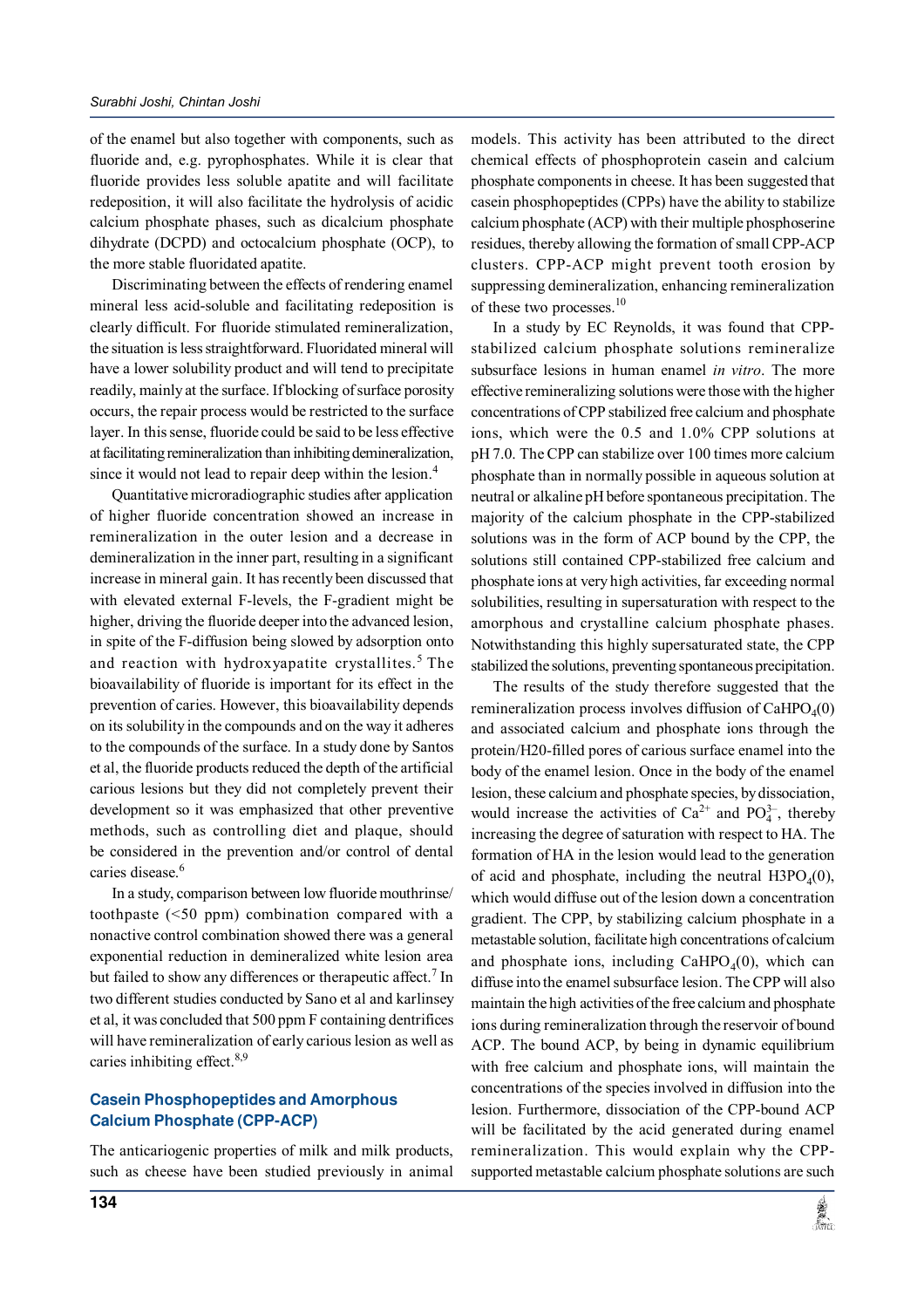of the enamel but also together with components, such as fluoride and, e.g. pyrophosphates. While it is clear that fluoride provides less soluble apatite and will facilitate redeposition, it will also facilitate the hydrolysis of acidic calcium phosphate phases, such as dicalcium phosphate dihydrate (DCPD) and octocalcium phosphate (OCP), to the more stable fluoridated apatite.

Discriminating between the effects of rendering enamel mineral less acid-soluble and facilitating redeposition is clearly difficult. For fluoride stimulated remineralization, the situation is less straightforward. Fluoridated mineral will have a lower solubility product and will tend to precipitate readily, mainly at the surface. If blocking of surface porosity occurs, the repair process would be restricted to the surface layer. In this sense, fluoride could be said to be less effective at facilitating remineralization than inhibiting demineralization, since it would not lead to repair deep within the lesion.[4]

Quantitative microradiographic studies after application of higher fluoride concentration showed an increase in remineralization in the outer lesion and a decrease in demineralization in the inner part, resulting in a significant increase in mineral gain. It has recently been discussed that with elevated external F-levels, the F-gradient might be higher, driving the fluoride deeper into the advanced lesion, in spite of the F-diffusion being slowed by adsorption onto and reaction with hydroxyapatite crystallites.[5] The bioavailability of fluoride is important for its effect in the prevention of caries. However, this bioavailability depends on its solubility in the compounds and on the way it adheres to the compounds of the surface. In a study done by Santos et al, the fluoride products reduced the depth of the artificial carious lesions but they did not completely prevent their development so it was emphasized that other preventive methods, such as controlling diet and plaque, should be considered in the prevention and/or control of dental caries disease.[6]

In a study, comparison between low fluoride mouthrinse/ toothpaste (<50 ppm) combination compared with a nonactive control combination showed there was a general exponential reduction in demineralized white lesion area but failed to show any differences or therapeutic affect.[7] In two different studies conducted by Sano et al and karlinsey et al, it was concluded that 500 ppm F containing dentrifices will have remineralization of early carious lesion as well as caries inhibiting effect.[8,9]

## Casein Phosphopeptides and Amorphous Calcium Phosphate (CPP-ACP)

The anticariogenic properties of milk and milk products, such as cheese have been studied previously in animal models. This activity has been attributed to the direct chemical effects of phosphoprotein casein and calcium phosphate components in cheese. It has been suggested that casein phosphopeptides (CPPs) have the ability to stabilize calcium phosphate (ACP) with their multiple phosphoserine residues, thereby allowing the formation of small CPP-ACP clusters. CPP-ACP might prevent tooth erosion by suppressing demineralization, enhancing remineralization of these two processes.[10]

In a study by EC Reynolds, it was found that CPP-stabilized calcium phosphate solutions remineralize subsurface lesions in human enamel *in vitro*. The more effective remineralizing solutions were those with the higher concentrations of CPP stabilized free calcium and phosphate ions, which were the 0.5 and 1.0% CPP solutions at pH 7.0. The CPP can stabilize over 100 times more calcium phosphate than in normally possible in aqueous solution at neutral or alkaline pH before spontaneous precipitation. The majority of the calcium phosphate in the CPP-stabilized solutions was in the form of ACP bound by the CPP, the solutions still contained CPP-stabilized free calcium and phosphate ions at very high activities, far exceeding normal solubilities, resulting in supersaturation with respect to the amorphous and crystalline calcium phosphate phases. Notwithstanding this highly supersaturated state, the CPP stabilized the solutions, preventing spontaneous precipitation.

The results of the study therefore suggested that the remineralization process involves diffusion of $CaHPO_4(0)$ and associated calcium and phosphate ions through the protein/H20-filled pores of carious surface enamel into the body of the enamel lesion. Once in the body of the enamel lesion, these calcium and phosphate species, by dissociation, would increase the activities of $Ca^{2+}$ and $PO_4^{3-}$, thereby increasing the degree of saturation with respect to HA. The formation of HA in the lesion would lead to the generation of acid and phosphate, including the neutral $H3PO_4(0)$, which would diffuse out of the lesion down a concentration gradient. The CPP, by stabilizing calcium phosphate in a metastable solution, facilitate high concentrations of calcium and phosphate ions, including $CaHPO_4(0)$, which can diffuse into the enamel subsurface lesion. The CPP will also maintain the high activities of the free calcium and phosphate ions during remineralization through the reservoir of bound ACP. The bound ACP, by being in dynamic equilibrium with free calcium and phosphate ions, will maintain the concentrations of the species involved in diffusion into the lesion. Furthermore, dissociation of the CPP-bound ACP will be facilitated by the acid generated during enamel remineralization. This would explain why the CPP-supported metastable calcium phosphate solutions are such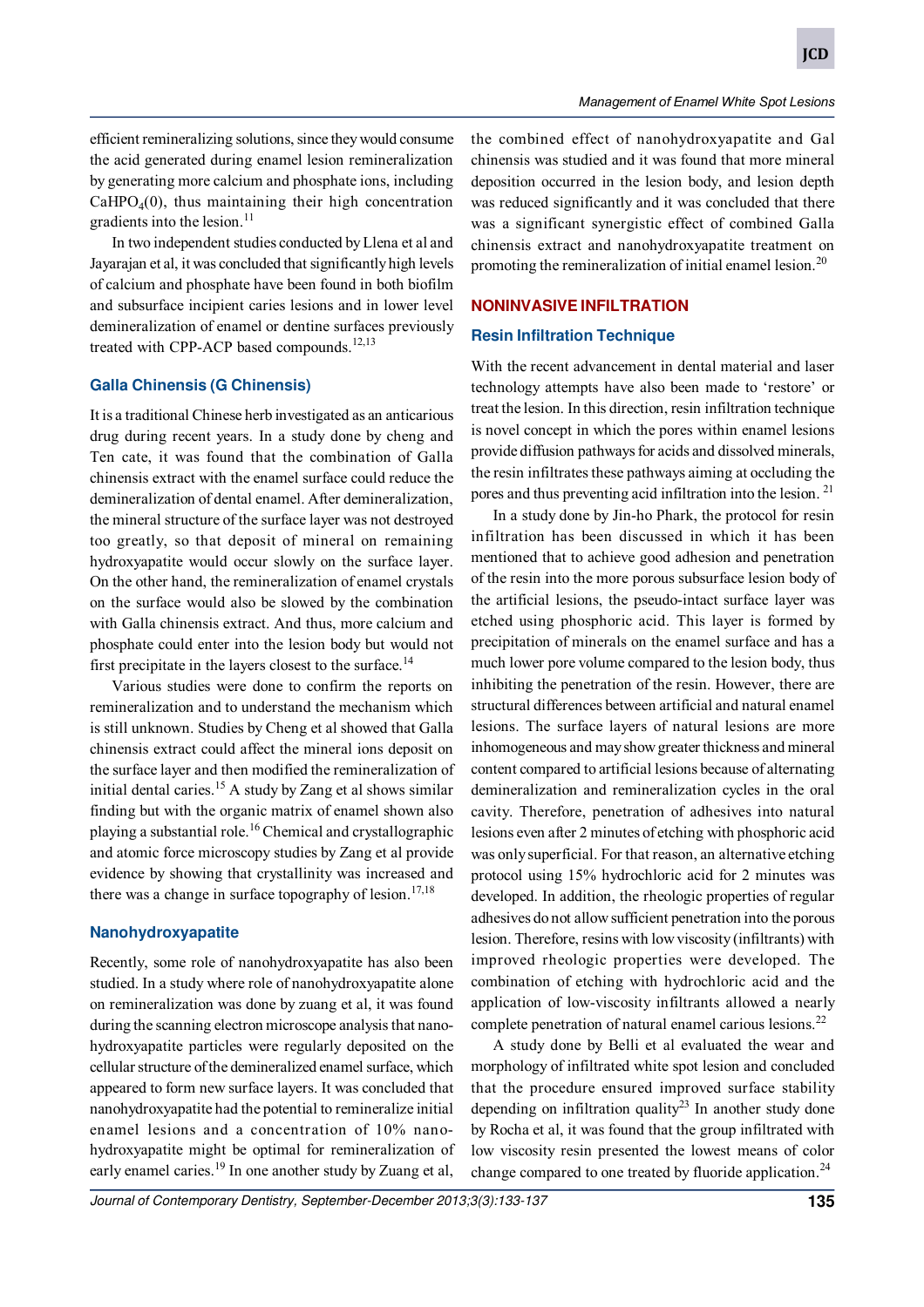efficient remineralizing solutions, since they would consume the acid generated during enamel lesion remineralization by generating more calcium and phosphate ions, including $CaHPO_4(0)$, thus maintaining their high concentration gradients into the lesion.[11]

In two independent studies conducted by Llena et al and Jayarajan et al, it was concluded that significantly high levels of calcium and phosphate have been found in both biofilm and subsurface incipient caries lesions and in lower level demineralization of enamel or dentine surfaces previously treated with CPP-ACP based compounds.[12,13]

### Galla Chinensis (G Chinensis)

It is a traditional Chinese herb investigated as an anticarious drug during recent years. In a study done by cheng and Ten cate, it was found that the combination of Galla chinensis extract with the enamel surface could reduce the demineralization of dental enamel. After demineralization, the mineral structure of the surface layer was not destroyed too greatly, so that deposit of mineral on remaining hydroxyapatite would occur slowly on the surface layer. On the other hand, the remineralization of enamel crystals on the surface would also be slowed by the combination with Galla chinensis extract. And thus, more calcium and phosphate could enter into the lesion body but would not first precipitate in the layers closest to the surface.[14]

Various studies were done to confirm the reports on remineralization and to understand the mechanism which is still unknown. Studies by Cheng et al showed that Galla chinensis extract could affect the mineral ions deposit on the surface layer and then modified the remineralization of initial dental caries.[15] A study by Zang et al shows similar finding but with the organic matrix of enamel shown also playing a substantial role.[16] Chemical and crystallographic and atomic force microscopy studies by Zang et al provide evidence by showing that crystallinity was increased and there was a change in surface topography of lesion.[17,18]

### Nanohydroxyapatite

Recently, some role of nanohydroxyapatite has also been studied. In a study where role of nanohydroxyapatite alone on remineralization was done by zuang et al, it was found during the scanning electron microscope analysis that nano-hydroxyapatite particles were regularly deposited on the cellular structure of the demineralized enamel surface, which appeared to form new surface layers. It was concluded that nanohydroxyapatite had the potential to remineralize initial enamel lesions and a concentration of 10% nano-hydroxyapatite might be optimal for remineralization of early enamel caries.[19] In one another study by Zuang et al, the combined effect of nanohydroxyapatite and Gal chinensis was studied and it was found that more mineral deposition occurred in the lesion body, and lesion depth was reduced significantly and it was concluded that there was a significant synergistic effect of combined Galla chinensis extract and nanohydroxyapatite treatment on promoting the remineralization of initial enamel lesion.[20]

## NONINVASIVE INFILTRATION

### Resin Infiltration Technique

With the recent advancement in dental material and laser technology attempts have also been made to 'restore' or treat the lesion. In this direction, resin infiltration technique is novel concept in which the pores within enamel lesions provide diffusion pathways for acids and dissolved minerals, the resin infiltrates these pathways aiming at occluding the pores and thus preventing acid infiltration into the lesion.[21]

In a study done by Jin-ho Phark, the protocol for resin infiltration has been discussed in which it has been mentioned that to achieve good adhesion and penetration of the resin into the more porous subsurface lesion body of the artificial lesions, the pseudo-intact surface layer was etched using phosphoric acid. This layer is formed by precipitation of minerals on the enamel surface and has a much lower pore volume compared to the lesion body, thus inhibiting the penetration of the resin. However, there are structural differences between artificial and natural enamel lesions. The surface layers of natural lesions are more inhomogeneous and may show greater thickness and mineral content compared to artificial lesions because of alternating demineralization and remineralization cycles in the oral cavity. Therefore, penetration of adhesives into natural lesions even after 2 minutes of etching with phosphoric acid was only superficial. For that reason, an alternative etching protocol using 15% hydrochloric acid for 2 minutes was developed. In addition, the rheologic properties of regular adhesives do not allow sufficient penetration into the porous lesion. Therefore, resins with low viscosity (infiltrants) with improved rheologic properties were developed. The combination of etching with hydrochloric acid and the application of low-viscosity infiltrants allowed a nearly complete penetration of natural enamel carious lesions.[22]

A study done by Belli et al evaluated the wear and morphology of infiltrated white spot lesion and concluded that the procedure ensured improved surface stability depending on infiltration quality[23] In another study done by Rocha et al, it was found that the group infiltrated with low viscosity resin presented the lowest means of color change compared to one treated by fluoride application.[24]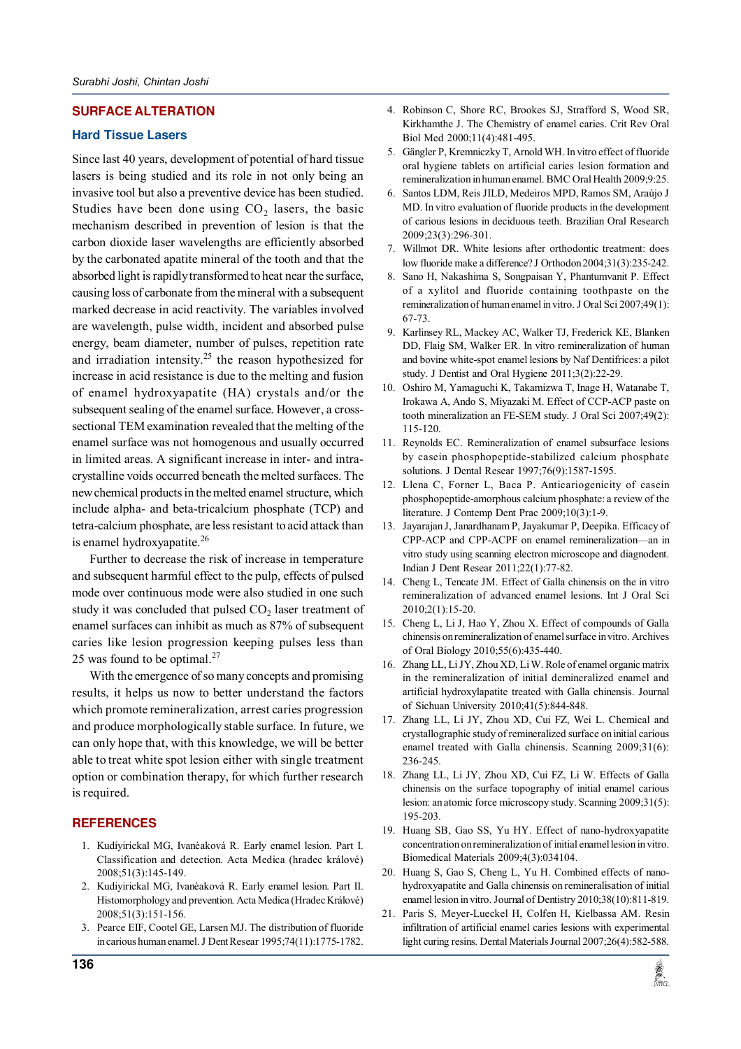## SURFACE ALTERATION

### Hard Tissue Lasers

Since last 40 years, development of potential of hard tissue lasers is being studied and its role in not only being an invasive tool but also a preventive device has been studied. Studies have been done using $CO_2$ lasers, the basic mechanism described in prevention of lesion is that the carbon dioxide laser wavelengths are efficiently absorbed by the carbonated apatite mineral of the tooth and that the absorbed light is rapidly transformed to heat near the surface, causing loss of carbonate from the mineral with a subsequent marked decrease in acid reactivity. The variables involved are wavelength, pulse width, incident and absorbed pulse energy, beam diameter, number of pulses, repetition rate and irradiation intensity.[25] the reason hypothesized for increase in acid resistance is due to the melting and fusion of enamel hydroxyapatite (HA) crystals and/or the subsequent sealing of the enamel surface. However, a cross-sectional TEM examination revealed that the melting of the enamel surface was not homogenous and usually occurred in limited areas. A significant increase in inter- and intra-crystalline voids occurred beneath the melted surfaces. The new chemical products in the melted enamel structure, which include alpha- and beta-tricalcium phosphate (TCP) and tetra-calcium phosphate, are less resistant to acid attack than is enamel hydroxyapatite.[26]

Further to decrease the risk of increase in temperature and subsequent harmful effect to the pulp, effects of pulsed mode over continuous mode were also studied in one such study it was concluded that pulsed $CO_2$ laser treatment of enamel surfaces can inhibit as much as 87% of subsequent caries like lesion progression keeping pulses less than 25 was found to be optimal.[27]

With the emergence of so many concepts and promising results, it helps us now to better understand the factors which promote remineralization, arrest caries progression and produce morphologically stable surface. In future, we can only hope that, with this knowledge, we will be better able to treat white spot lesion either with single treatment option or combination therapy, for which further research is required.

## REFERENCES

1. Kudiyirickal MG, Ivanèaková R. Early enamel lesion. Part I. Classification and detection. Acta Medica (hradec králové) 2008;51(3):145-149.
2. Kudiyirickal MG, Ivanèaková R. Early enamel lesion. Part II. Histomorphology and prevention. Acta Medica (Hradec Králové) 2008;51(3):151-156.
3. Pearce EIF, Cootel GE, Larsen MJ. The distribution of fluoride in carious human enamel. J Dent Resear 1995;74(11):1775-1782.
4. Robinson C, Shore RC, Brookes SJ, Strafford S, Wood SR, Kirkhamthe J. The Chemistry of enamel caries. Crit Rev Oral Biol Med 2000;11(4):481-495.
5. Gängler P, Kremniczky T, Arnold WH. In vitro effect of fluoride oral hygiene tablets on artificial caries lesion formation and remineralization in human enamel. BMC Oral Health 2009;9:25.
6. Santos LDM, Reis JILD, Medeiros MPD, Ramos SM, Araújo J MD. In vitro evaluation of fluoride products in the development of carious lesions in deciduous teeth. Brazilian Oral Research 2009;23(3):296-301.
7. Willmot DR. White lesions after orthodontic treatment: does low fluoride make a difference? J Orthodon 2004;31(3):235-242.
8. Sano H, Nakashima S, Songpaisan Y, Phantumvanit P. Effect of a xylitol and fluoride containing toothpaste on the remineralization of human enamel in vitro. J Oral Sci 2007;49(1): 67-73.
9. Karlinsey RL, Mackey AC, Walker TJ, Frederick KE, Blanken DD, Flaig SM, Walker ER. In vitro remineralization of human and bovine white-spot enamel lesions by Naf Dentifrices: a pilot study. J Dentist and Oral Hygiene 2011;3(2):22-29.
10. Oshiro M, Yamaguchi K, Takamizwa T, Inage H, Watanabe T, Irokawa A, Ando S, Miyazaki M. Effect of CCP-ACP paste on tooth mineralization an FE-SEM study. J Oral Sci 2007;49(2): 115-120.
11. Reynolds EC. Remineralization of enamel subsurface lesions by casein phosphopeptide-stabilized calcium phosphate solutions. J Dental Resear 1997;76(9):1587-1595.
12. Llena C, Forner L, Baca P. Anticariogenicity of casein phosphopeptide-amorphous calcium phosphate: a review of the literature. J Contemp Dent Prac 2009;10(3):1-9.
13. Jayarajan J, Janardhanam P, Jayakumar P, Deepika. Efficacy of CPP-ACP and CPP-ACPF on enamel remineralization—an in vitro study using scanning electron microscope and diagnodent. Indian J Dent Resear 2011;22(1):77-82.
14. Cheng L, Tencate JM. Effect of Galla chinensis on the in vitro remineralization of advanced enamel lesions. Int J Oral Sci 2010;2(1):15-20.
15. Cheng L, Li J, Hao Y, Zhou X. Effect of compounds of Galla chinensis on remineralization of enamel surface in vitro. Archives of Oral Biology 2010;55(6):435-440.
16. Zhang LL, Li JY, Zhou XD, Li W. Role of enamel organic matrix in the remineralization of initial demineralized enamel and artificial hydroxylapatite treated with Galla chinensis. Journal of Sichuan University 2010;41(5):844-848.
17. Zhang LL, Li JY, Zhou XD, Cui FZ, Wei L. Chemical and crystallographic study of remineralized surface on initial carious enamel treated with Galla chinensis. Scanning 2009;31(6): 236-245.
18. Zhang LL, Li JY, Zhou XD, Cui FZ, Li W. Effects of Galla chinensis on the surface topography of initial enamel carious lesion: an atomic force microscopy study. Scanning 2009;31(5): 195-203.
19. Huang SB, Gao SS, Yu HY. Effect of nano-hydroxyapatite concentration on remineralization of initial enamel lesion in vitro. Biomedical Materials 2009;4(3):034104.
20. Huang S, Gao S, Cheng L, Yu H. Combined effects of nano-hydroxyapatite and Galla chinensis on remineralisation of initial enamel lesion in vitro. Journal of Dentistry 2010;38(10):811-819.
21. Paris S, Meyer-Lueckel H, Colfen H, Kielbassa AM. Resin infiltration of artificial enamel caries lesions with experimental light curing resins. Dental Materials Journal 2007;26(4):582-588.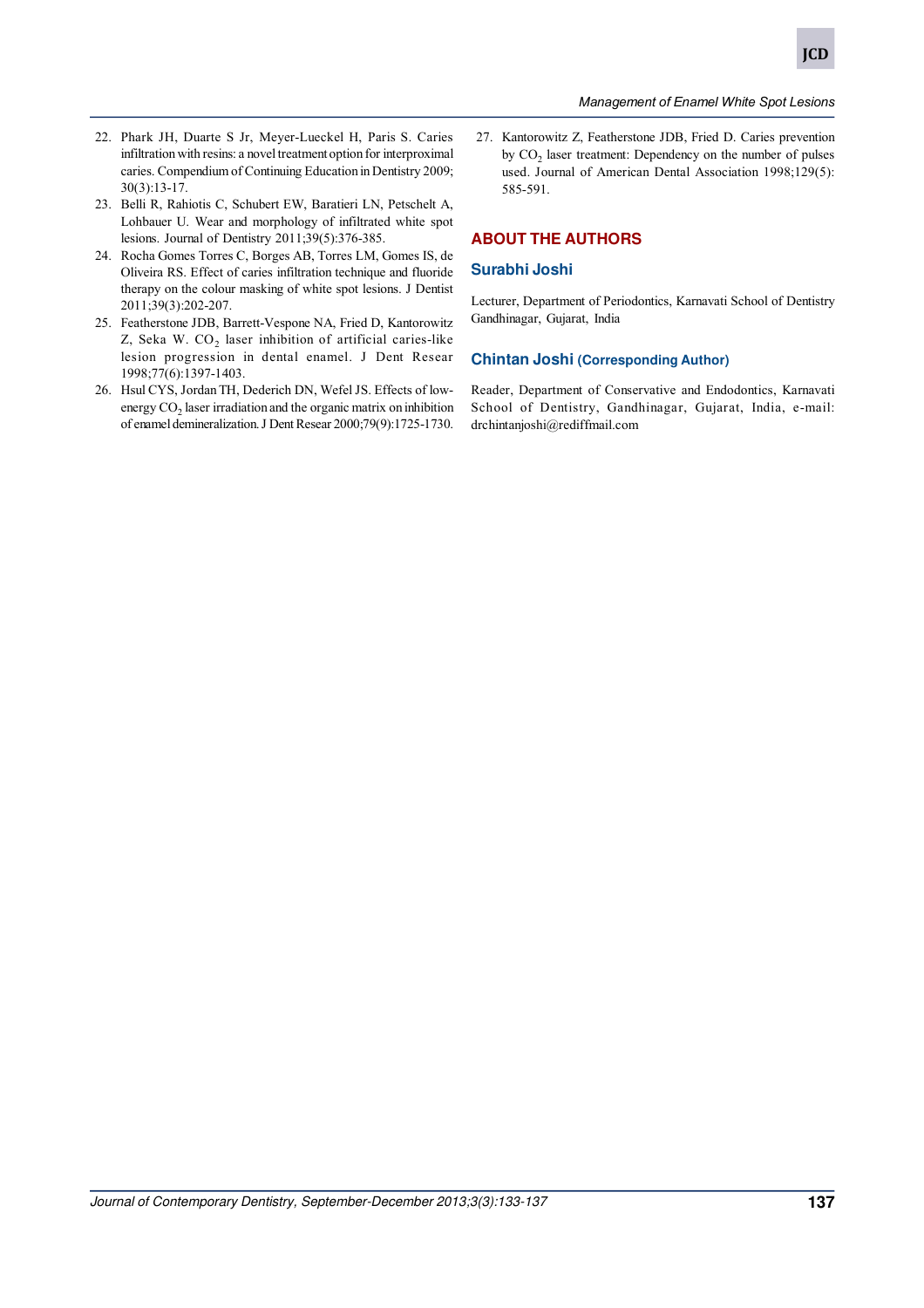22. Phark JH, Duarte S Jr, Meyer-Lueckel H, Paris S. Caries infiltration with resins: a novel treatment option for interproximal caries. Compendium of Continuing Education in Dentistry 2009; 30(3):13-17.
23. Belli R, Rahiotis C, Schubert EW, Baratieri LN, Petschelt A, Lohbauer U. Wear and morphology of infiltrated white spot lesions. Journal of Dentistry 2011;39(5):376-385.
24. Rocha Gomes Torres C, Borges AB, Torres LM, Gomes IS, de Oliveira RS. Effect of caries infiltration technique and fluoride therapy on the colour masking of white spot lesions. J Dentist 2011;39(3):202-207.
25. Featherstone JDB, Barrett-Vespone NA, Fried D, Kantorowitz Z, Seka W. $CO_2$ laser inhibition of artificial caries-like lesion progression in dental enamel. J Dent Resear 1998;77(6):1397-1403.
26. Hsul CYS, Jordan TH, Dederich DN, Wefel JS. Effects of low-energy $CO_2$ laser irradiation and the organic matrix on inhibition of enamel demineralization. J Dent Resear 2000;79(9):1725-1730.
27. Kantorowitz Z, Featherstone JDB, Fried D. Caries prevention by $CO_2$ laser treatment: Dependency on the number of pulses used. Journal of American Dental Association 1998;129(5): 585-591.

## ABOUT THE AUTHORS

### Surabhi Joshi

Lecturer, Department of Periodontics, Karnavati School of Dentistry Gandhinagar, Gujarat, India

### Chintan Joshi (Corresponding Author)

Reader, Department of Conservative and Endodontics, Karnavati School of Dentistry, Gandhinagar, Gujarat, India, e-mail: drchintanjoshi@rediffmail.com